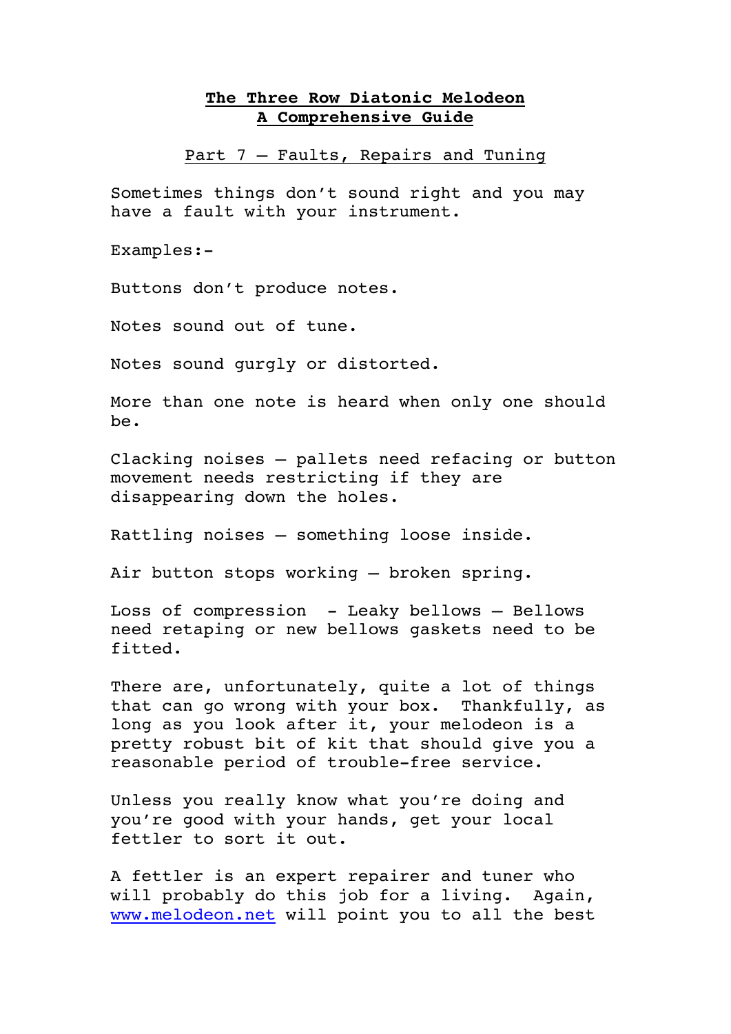# The Three Row Diatonic Melodeon
# A Comprehensive Guide

## Part 7 – Faults, Repairs and Tuning

Sometimes things don't sound right and you may have a fault with your instrument.

Examples:-

Buttons don't produce notes.

Notes sound out of tune.

Notes sound gurgly or distorted.

More than one note is heard when only one should be.

Clacking noises – pallets need refacing or button movement needs restricting if they are disappearing down the holes.

Rattling noises – something loose inside.

Air button stops working – broken spring.

Loss of compression - Leaky bellows – Bellows need retaping or new bellows gaskets need to be fitted.

There are, unfortunately, quite a lot of things that can go wrong with your box. Thankfully, as long as you look after it, your melodeon is a pretty robust bit of kit that should give you a reasonable period of trouble-free service.

Unless you really know what you're doing and you're good with your hands, get your local fettler to sort it out.

A fettler is an expert repairer and tuner who will probably do this job for a living. Again, [www.melodeon.net](http://www.melodeon.net) will point you to all the best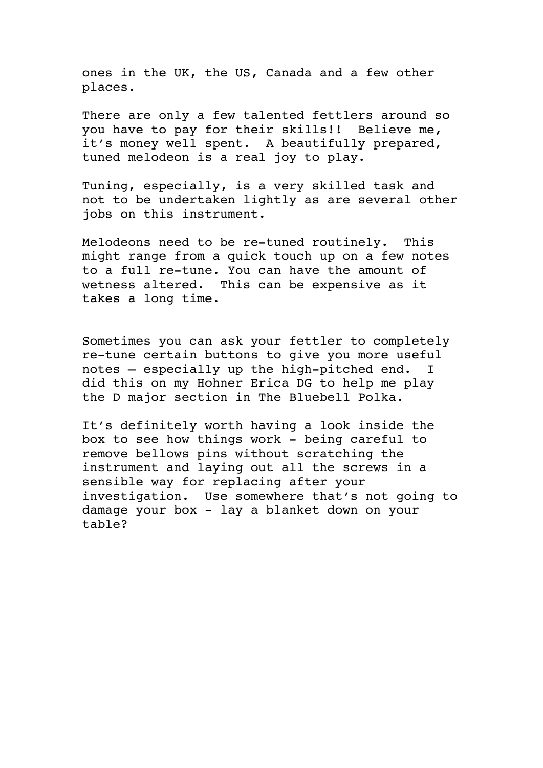ones in the UK, the US, Canada and a few other places.

There are only a few talented fettlers around so you have to pay for their skills!! Believe me, it's money well spent. A beautifully prepared, tuned melodeon is a real joy to play.

Tuning, especially, is a very skilled task and not to be undertaken lightly as are several other jobs on this instrument.

Melodeons need to be re-tuned routinely. This might range from a quick touch up on a few notes to a full re-tune. You can have the amount of wetness altered. This can be expensive as it takes a long time.

Sometimes you can ask your fettler to completely re-tune certain buttons to give you more useful notes – especially up the high-pitched end. I did this on my Hohner Erica DG to help me play the D major section in The Bluebell Polka.

It's definitely worth having a look inside the box to see how things work - being careful to remove bellows pins without scratching the instrument and laying out all the screws in a sensible way for replacing after your investigation. Use somewhere that's not going to damage your box - lay a blanket down on your table?